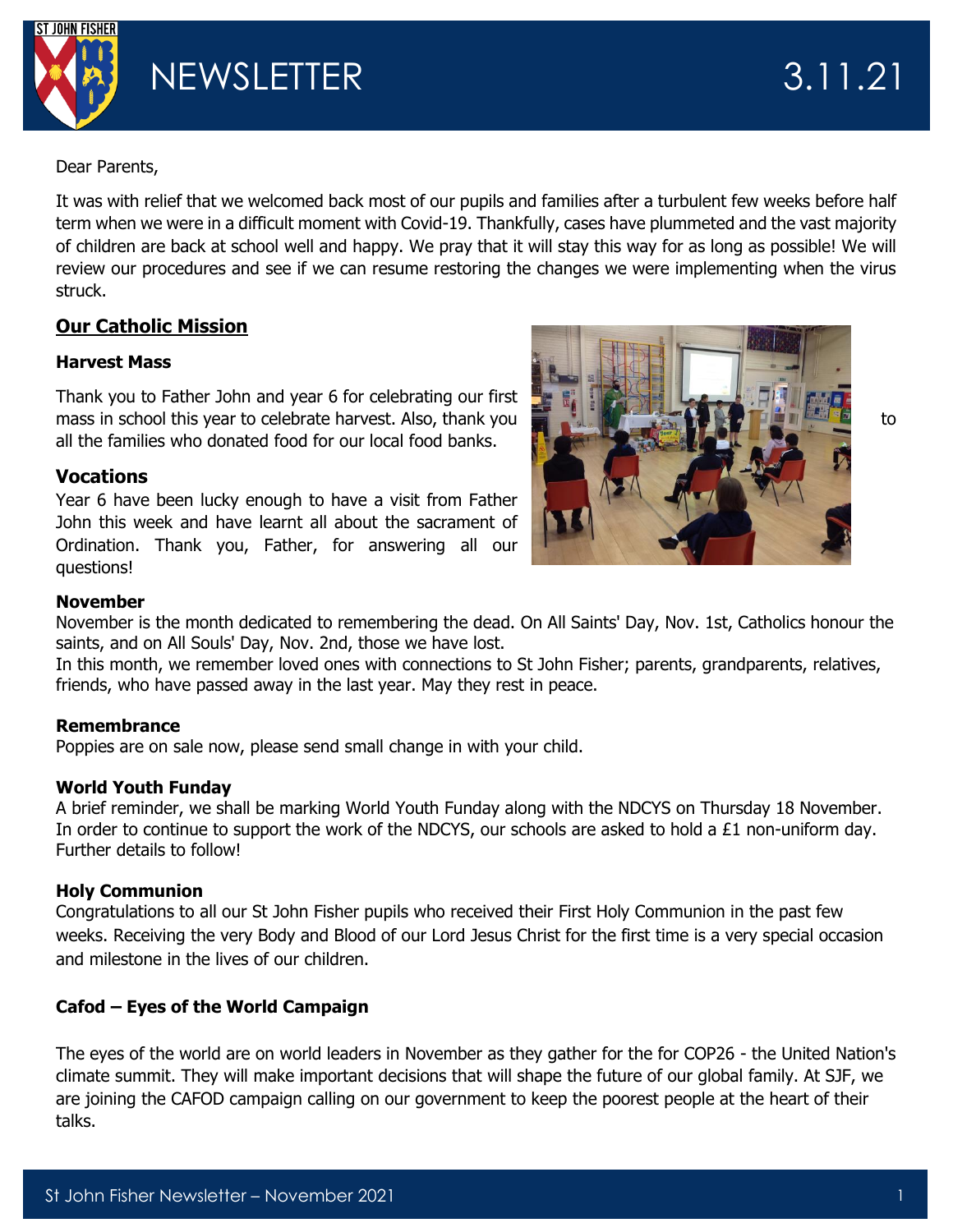# NEWSLETTER 3.11.21

Dear Parents,

It was with relief that we welcomed back most of our pupils and families after a turbulent few weeks before half term when we were in a difficult moment with Covid-19. Thankfully, cases have plummeted and the vast majority of children are back at school well and happy. We pray that it will stay this way for as long as possible! We will review our procedures and see if we can resume restoring the changes we were implementing when the virus struck.

## Our Catholic Mission

### Harvest Mass

Thank you to Father John and year 6 for celebrating our first mass in school this year to celebrate harvest. Also, thank you to all the families who donated food for our local food banks.

### Vocations

Year 6 have been lucky enough to have a visit from Father John this week and have learnt all about the sacrament of Ordination. Thank you, Father, for answering all our questions!

### November

November is the month dedicated to remembering the dead. On All Saints' Day, Nov. 1st, Catholics honour the saints, and on All Souls' Day, Nov. 2nd, those we have lost.

In this month, we remember loved ones with connections to St John Fisher; parents, grandparents, relatives, friends, who have passed away in the last year. May they rest in peace.

### Remembrance

Poppies are on sale now, please send small change in with your child.

### World Youth Funday

A brief reminder, we shall be marking World Youth Funday along with the NDCYS on Thursday 18 November. In order to continue to support the work of the NDCYS, our schools are asked to hold a £1 non-uniform day. Further details to follow!

### Holy Communion

Congratulations to all our St John Fisher pupils who received their First Holy Communion in the past few weeks. Receiving the very Body and Blood of our Lord Jesus Christ for the first time is a very special occasion and milestone in the lives of our children.

### Cafod – Eyes of the World Campaign

The eyes of the world are on world leaders in November as they gather for the for COP26 - the United Nation's climate summit. They will make important decisions that will shape the future of our global family. At SJF, we are joining the CAFOD campaign calling on our government to keep the poorest people at the heart of their talks.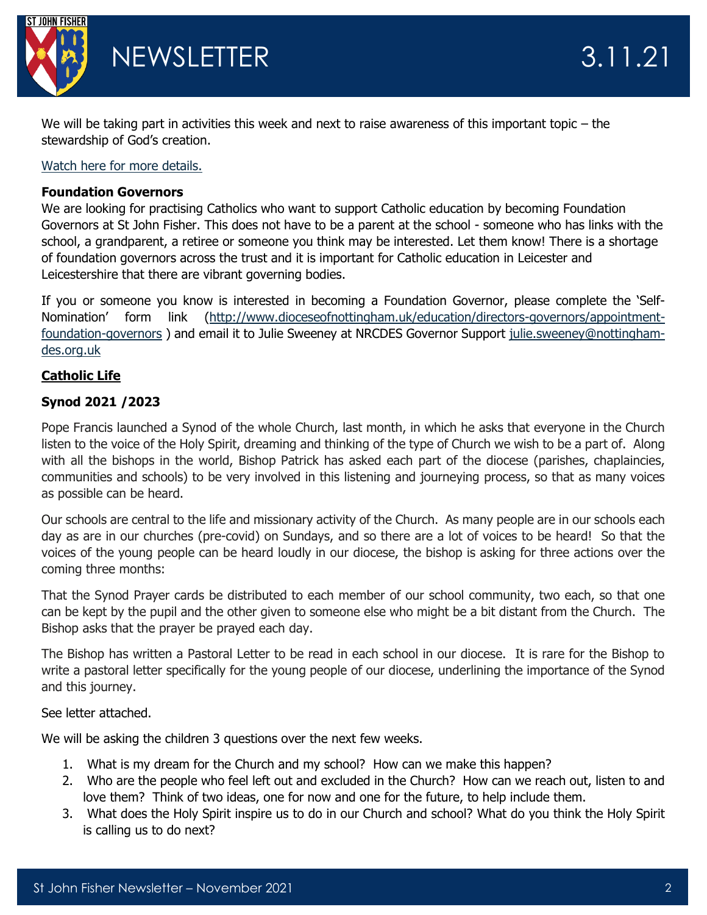We will be taking part in activities this week and next to raise awareness of this important topic – the stewardship of God's creation.

[Watch here for more details.]

**Foundation Governors**

We are looking for practising Catholics who want to support Catholic education by becoming Foundation Governors at St John Fisher. This does not have to be a parent at the school - someone who has links with the school, a grandparent, a retiree or someone you think may be interested. Let them know! There is a shortage of foundation governors across the trust and it is important for Catholic education in Leicester and Leicestershire that there are vibrant governing bodies.

If you or someone you know is interested in becoming a Foundation Governor, please complete the 'Self-Nomination' form link (http://www.dioceseofnottingham.uk/education/directors-governors/appointment-foundation-governors ) and email it to Julie Sweeney at NRCDES Governor Support julie.sweeney@nottingham-des.org.uk

## Catholic Life

### Synod 2021 /2023

Pope Francis launched a Synod of the whole Church, last month, in which he asks that everyone in the Church listen to the voice of the Holy Spirit, dreaming and thinking of the type of Church we wish to be a part of. Along with all the bishops in the world, Bishop Patrick has asked each part of the diocese (parishes, chaplaincies, communities and schools) to be very involved in this listening and journeying process, so that as many voices as possible can be heard.

Our schools are central to the life and missionary activity of the Church. As many people are in our schools each day as are in our churches (pre-covid) on Sundays, and so there are a lot of voices to be heard! So that the voices of the young people can be heard loudly in our diocese, the bishop is asking for three actions over the coming three months:

That the Synod Prayer cards be distributed to each member of our school community, two each, so that one can be kept by the pupil and the other given to someone else who might be a bit distant from the Church. The Bishop asks that the prayer be prayed each day.

The Bishop has written a Pastoral Letter to be read in each school in our diocese. It is rare for the Bishop to write a pastoral letter specifically for the young people of our diocese, underlining the importance of the Synod and this journey.

See letter attached.

We will be asking the children 3 questions over the next few weeks.

1. What is my dream for the Church and my school? How can we make this happen?
2. Who are the people who feel left out and excluded in the Church? How can we reach out, listen to and love them? Think of two ideas, one for now and one for the future, to help include them.
3. What does the Holy Spirit inspire us to do in our Church and school? What do you think the Holy Spirit is calling us to do next?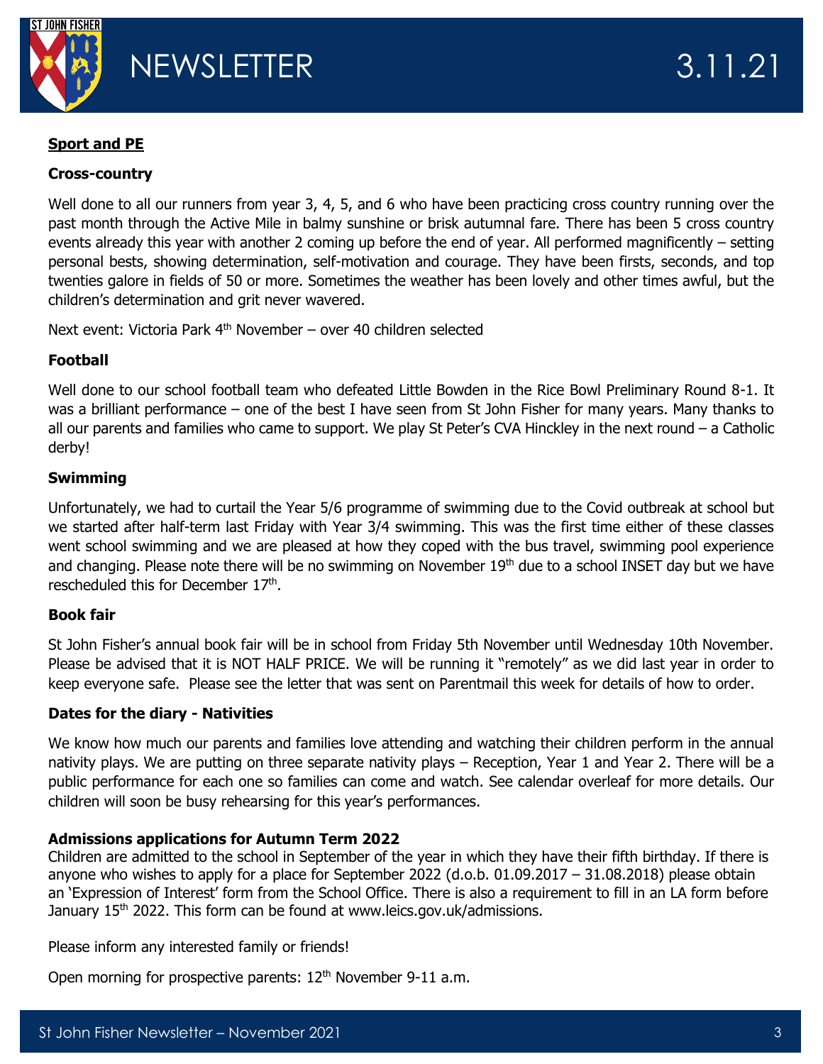# NEWSLETTER 3.11.21

## Sport and PE

### Cross-country

Well done to all our runners from year 3, 4, 5, and 6 who have been practicing cross country running over the past month through the Active Mile in balmy sunshine or brisk autumnal fare. There has been 5 cross country events already this year with another 2 coming up before the end of year. All performed magnificently – setting personal bests, showing determination, self-motivation and courage. They have been firsts, seconds, and top twenties galore in fields of 50 or more. Sometimes the weather has been lovely and other times awful, but the children's determination and grit never wavered.

Next event: Victoria Park 4th November – over 40 children selected

### Football

Well done to our school football team who defeated Little Bowden in the Rice Bowl Preliminary Round 8-1. It was a brilliant performance – one of the best I have seen from St John Fisher for many years. Many thanks to all our parents and families who came to support. We play St Peter's CVA Hinckley in the next round – a Catholic derby!

### Swimming

Unfortunately, we had to curtail the Year 5/6 programme of swimming due to the Covid outbreak at school but we started after half-term last Friday with Year 3/4 swimming. This was the first time either of these classes went school swimming and we are pleased at how they coped with the bus travel, swimming pool experience and changing. Please note there will be no swimming on November 19th due to a school INSET day but we have rescheduled this for December 17th.

### Book fair

St John Fisher's annual book fair will be in school from Friday 5th November until Wednesday 10th November. Please be advised that it is NOT HALF PRICE. We will be running it "remotely" as we did last year in order to keep everyone safe. Please see the letter that was sent on Parentmail this week for details of how to order.

### Dates for the diary - Nativities

We know how much our parents and families love attending and watching their children perform in the annual nativity plays. We are putting on three separate nativity plays – Reception, Year 1 and Year 2. There will be a public performance for each one so families can come and watch. See calendar overleaf for more details. Our children will soon be busy rehearsing for this year's performances.

### Admissions applications for Autumn Term 2022

Children are admitted to the school in September of the year in which they have their fifth birthday. If there is anyone who wishes to apply for a place for September 2022 (d.o.b. 01.09.2017 – 31.08.2018) please obtain an 'Expression of Interest' form from the School Office. There is also a requirement to fill in an LA form before January 15th 2022. This form can be found at www.leics.gov.uk/admissions.

Please inform any interested family or friends!

Open morning for prospective parents: 12th November 9-11 a.m.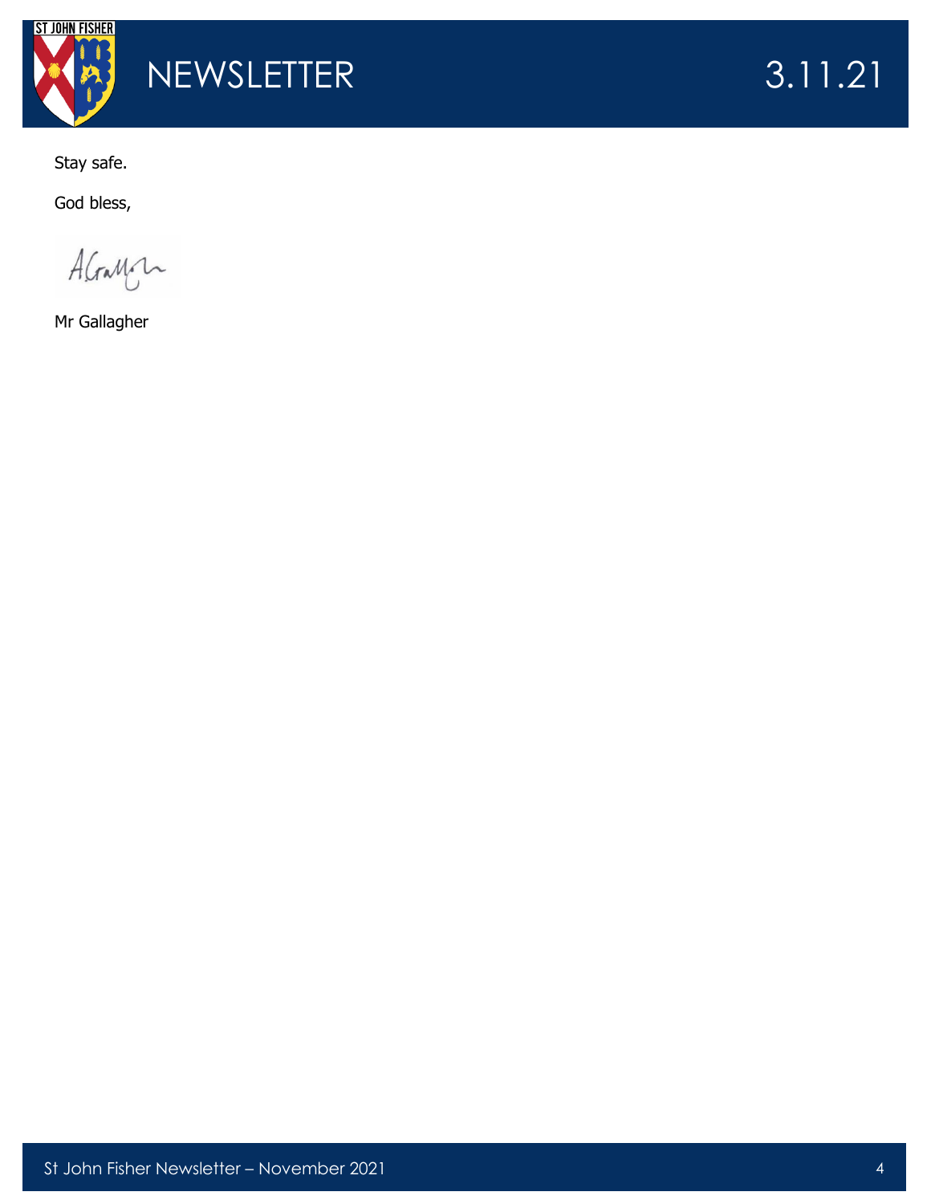Stay safe.

God bless,

Mr Gallagher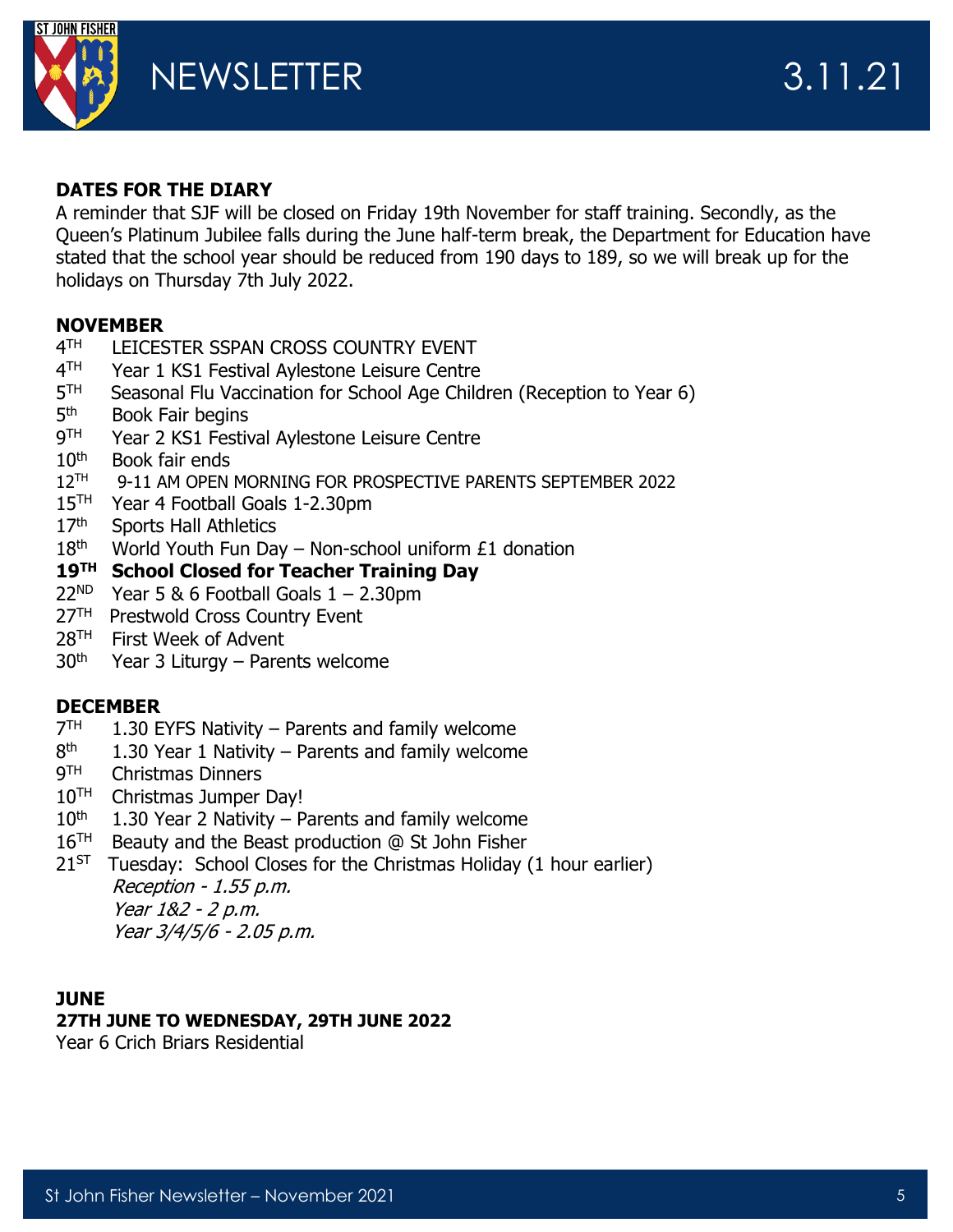# NEWSLETTER 3.11.21

**DATES FOR THE DIARY**

A reminder that SJF will be closed on Friday 19th November for staff training. Secondly, as the Queen's Platinum Jubilee falls during the June half-term break, the Department for Education have stated that the school year should be reduced from 190 days to 189, so we will break up for the holidays on Thursday 7th July 2022.

**NOVEMBER**

4TH LEICESTER SSPAN CROSS COUNTRY EVENT
4TH Year 1 KS1 Festival Aylestone Leisure Centre
5TH Seasonal Flu Vaccination for School Age Children (Reception to Year 6)
5th Book Fair begins
9TH Year 2 KS1 Festival Aylestone Leisure Centre
10th Book fair ends
12TH 9-11 AM OPEN MORNING FOR PROSPECTIVE PARENTS SEPTEMBER 2022
15TH Year 4 Football Goals 1-2.30pm
17th Sports Hall Athletics
18th World Youth Fun Day – Non-school uniform £1 donation
**19TH School Closed for Teacher Training Day**
22ND Year 5 & 6 Football Goals 1 – 2.30pm
27TH Prestwold Cross Country Event
28TH First Week of Advent
30th Year 3 Liturgy – Parents welcome

**DECEMBER**

7TH 1.30 EYFS Nativity – Parents and family welcome
8th 1.30 Year 1 Nativity – Parents and family welcome
9TH Christmas Dinners
10TH Christmas Jumper Day!
10th 1.30 Year 2 Nativity – Parents and family welcome
16TH Beauty and the Beast production @ St John Fisher
21ST Tuesday: School Closes for the Christmas Holiday (1 hour earlier)
*Reception - 1.55 p.m.*
*Year 1&2 - 2 p.m.*
*Year 3/4/5/6 - 2.05 p.m.*

**JUNE**

**27TH JUNE TO WEDNESDAY, 29TH JUNE 2022**

Year 6 Crich Briars Residential